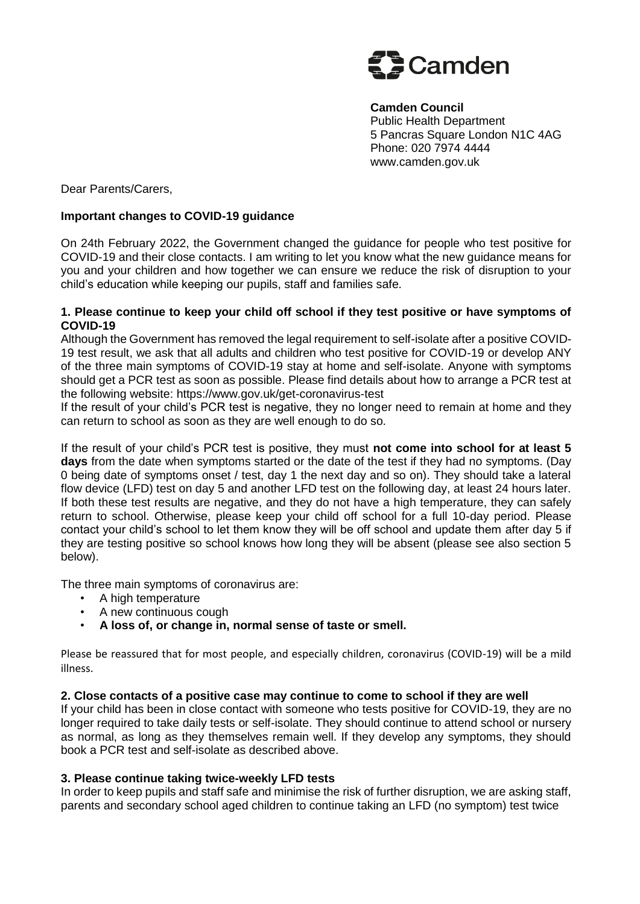Camden

**Camden Council**
Public Health Department
5 Pancras Square London N1C 4AG
Phone: 020 7974 4444
www.camden.gov.uk

Dear Parents/Carers,

**Important changes to COVID-19 guidance**

On 24th February 2022, the Government changed the guidance for people who test positive for COVID-19 and their close contacts. I am writing to let you know what the new guidance means for you and your children and how together we can ensure we reduce the risk of disruption to your child's education while keeping our pupils, staff and families safe.

**1. Please continue to keep your child off school if they test positive or have symptoms of COVID-19**

Although the Government has removed the legal requirement to self-isolate after a positive COVID-19 test result, we ask that all adults and children who test positive for COVID-19 or develop ANY of the three main symptoms of COVID-19 stay at home and self-isolate. Anyone with symptoms should get a PCR test as soon as possible. Please find details about how to arrange a PCR test at the following website: https://www.gov.uk/get-coronavirus-test

If the result of your child's PCR test is negative, they no longer need to remain at home and they can return to school as soon as they are well enough to do so.

If the result of your child's PCR test is positive, they must **not come into school for at least 5 days** from the date when symptoms started or the date of the test if they had no symptoms. (Day 0 being date of symptoms onset / test, day 1 the next day and so on). They should take a lateral flow device (LFD) test on day 5 and another LFD test on the following day, at least 24 hours later. If both these test results are negative, and they do not have a high temperature, they can safely return to school. Otherwise, please keep your child off school for a full 10-day period. Please contact your child's school to let them know they will be off school and update them after day 5 if they are testing positive so school knows how long they will be absent (please see also section 5 below).

The three main symptoms of coronavirus are:

- A high temperature
- A new continuous cough
- **A loss of, or change in, normal sense of taste or smell.**

Please be reassured that for most people, and especially children, coronavirus (COVID-19) will be a mild illness.

**2. Close contacts of a positive case may continue to come to school if they are well**

If your child has been in close contact with someone who tests positive for COVID-19, they are no longer required to take daily tests or self-isolate. They should continue to attend school or nursery as normal, as long as they themselves remain well. If they develop any symptoms, they should book a PCR test and self-isolate as described above.

**3. Please continue taking twice-weekly LFD tests**

In order to keep pupils and staff safe and minimise the risk of further disruption, we are asking staff, parents and secondary school aged children to continue taking an LFD (no symptom) test twice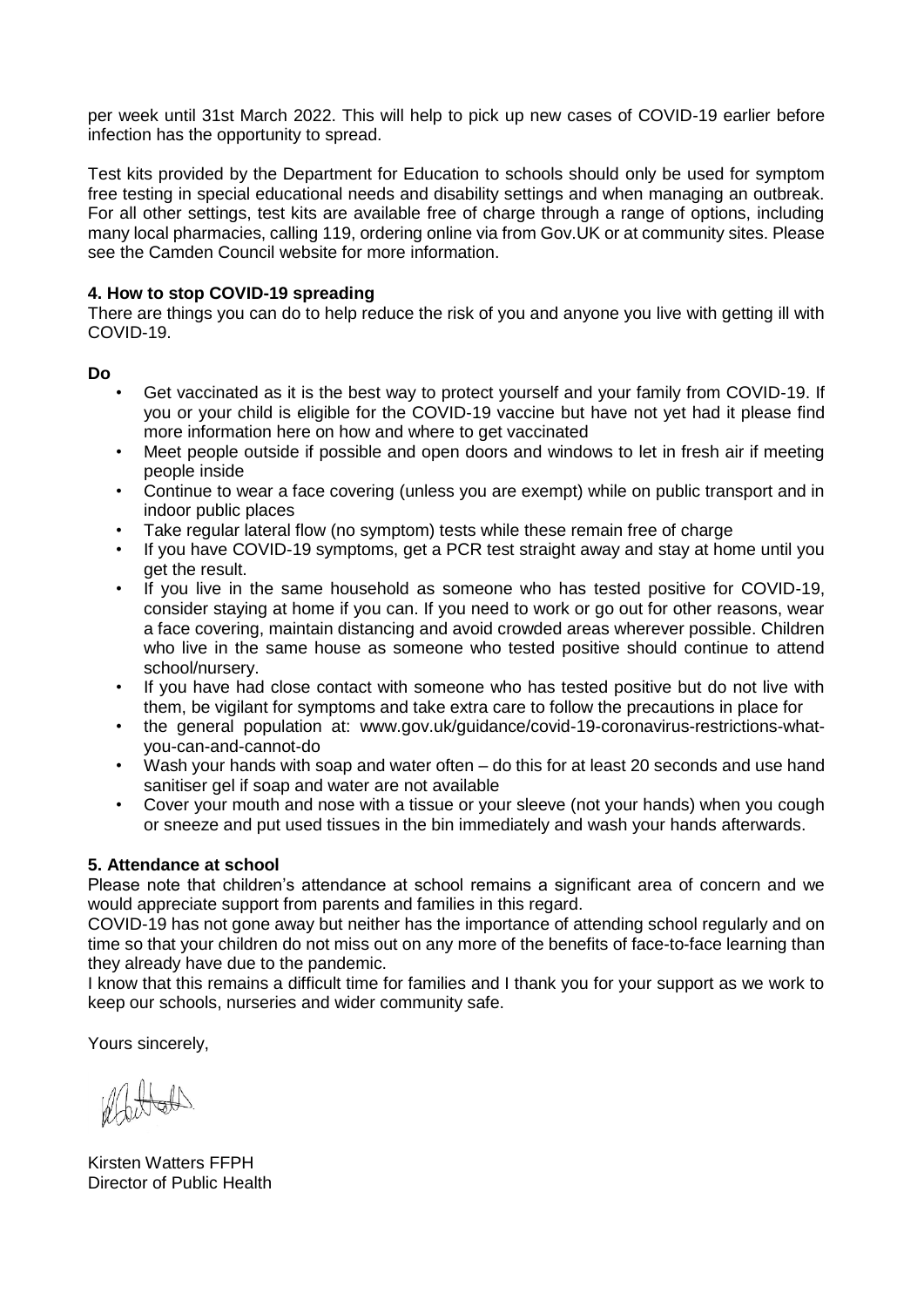per week until 31st March 2022. This will help to pick up new cases of COVID-19 earlier before infection has the opportunity to spread.

Test kits provided by the Department for Education to schools should only be used for symptom free testing in special educational needs and disability settings and when managing an outbreak. For all other settings, test kits are available free of charge through a range of options, including many local pharmacies, calling 119, ordering online via from Gov.UK or at community sites. Please see the Camden Council website for more information.

**4. How to stop COVID-19 spreading**

There are things you can do to help reduce the risk of you and anyone you live with getting ill with COVID-19.

**Do**

- Get vaccinated as it is the best way to protect yourself and your family from COVID-19. If you or your child is eligible for the COVID-19 vaccine but have not yet had it please find more information here on how and where to get vaccinated
- Meet people outside if possible and open doors and windows to let in fresh air if meeting people inside
- Continue to wear a face covering (unless you are exempt) while on public transport and in indoor public places
- Take regular lateral flow (no symptom) tests while these remain free of charge
- If you have COVID-19 symptoms, get a PCR test straight away and stay at home until you get the result.
- If you live in the same household as someone who has tested positive for COVID-19, consider staying at home if you can. If you need to work or go out for other reasons, wear a face covering, maintain distancing and avoid crowded areas wherever possible. Children who live in the same house as someone who tested positive should continue to attend school/nursery.
- If you have had close contact with someone who has tested positive but do not live with them, be vigilant for symptoms and take extra care to follow the precautions in place for
- the general population at: www.gov.uk/guidance/covid-19-coronavirus-restrictions-what-you-can-and-cannot-do
- Wash your hands with soap and water often – do this for at least 20 seconds and use hand sanitiser gel if soap and water are not available
- Cover your mouth and nose with a tissue or your sleeve (not your hands) when you cough or sneeze and put used tissues in the bin immediately and wash your hands afterwards.

**5. Attendance at school**

Please note that children's attendance at school remains a significant area of concern and we would appreciate support from parents and families in this regard.

COVID-19 has not gone away but neither has the importance of attending school regularly and on time so that your children do not miss out on any more of the benefits of face-to-face learning than they already have due to the pandemic.

I know that this remains a difficult time for families and I thank you for your support as we work to keep our schools, nurseries and wider community safe.

Yours sincerely,

Kirsten Watters FFPH
Director of Public Health